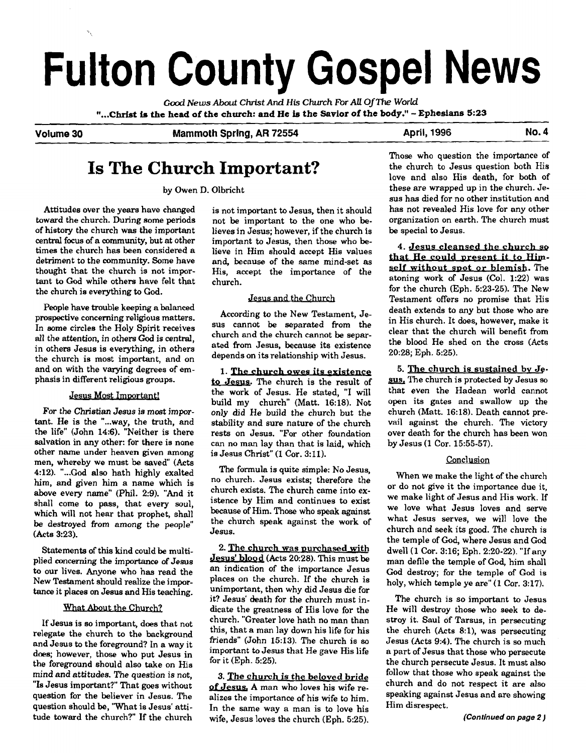# Fulton County Gospel News

*Good News About Christ And His Church For All Of The World*

**"...Christ is the head of the church: and He is the Savior of the body." – Ephesians 5:23**

**Volume 30** | **Mammoth Spring, AR 72554** | **April, 1996** | **No. 4**

## Is The Church Important?

by Owen D. Olbricht

Attitudes over the years have changed toward the church. During some periods of history the church was the important central focus of a community, but at other times the church has been considered a detriment to the community. Some have thought that the church is not important to God while others have felt that the church is everything to God.

People have trouble keeping a balanced prospective concerning religious matters. In some circles the Holy Spirit receives all the attention, in others God is central, in others Jesus is everything, in others the church is most important, and on and on with the varying degrees of emphasis in different religious groups.

### Jesus Most Important!

For the Christian Jesus is most important. He is the "...way, the truth, and the life" (John 14:6). "Neither is there salvation in any other: for there is none other name under heaven given among men, whereby we must be saved" (Acts 4:12). "...God also hath highly exalted him, and given him a name which is above every name" (Phil. 2:9). "And it shall come to pass, that every soul, which will not hear that prophet, shall be destroyed from among the people" (Acts 3:23).

Statements of this kind could be multiplied concerning the importance of Jesus to our lives. Anyone who has read the New Testament should realize the importance it places on Jesus and His teaching.

### What About the Church?

If Jesus is so important, does that not relegate the church to the background and Jesus to the foreground? In a way it does; however, those who put Jesus in the foreground should also take on His mind and attitudes. The question is not, "Is Jesus important?" That goes without question for the believer in Jesus. The question should be, "What is Jesus' attitude toward the church?" If the church is not important to Jesus, then it should not be important to the one who believes in Jesus; however, if the church is important to Jesus, then those who believe in Him should accept His values and, because of the same mind-set as His, accept the importance of the church.

### Jesus and the Church

According to the New Testament, Jesus cannot be separated from the church and the church cannot be separated from Jesus, because its existence depends on its relationship with Jesus.

1. **The church owes its existence to Jesus.** The church is the result of the work of Jesus. He stated, "I will build my church" (Matt. 16:18). Not only did He build the church but the stability and sure nature of the church rests on Jesus. "For other foundation can no man lay than that is laid, which is Jesus Christ" (1 Cor. 3:11).

The formula is quite simple: No Jesus, no church. Jesus exists; therefore the church exists. The church came into existence by Him and continues to exist because of Him. Those who speak against the church speak against the work of Jesus.

2. **The church was purchased with Jesus' blood** (Acts 20:28). This must be an indication of the importance Jesus places on the church. If the church is unimportant, then why did Jesus die for it? Jesus' death for the church must indicate the greatness of His love for the church. "Greater love hath no man than this, that a man lay down his life for his friends" (John 15:13). The church is so important to Jesus that He gave His life for it (Eph. 5:25).

3. **The church is the beloved bride of Jesus.** A man who loves his wife realizes the importance of his wife to him. In the same way a man is to love his wife, Jesus loves the church (Eph. 5:25). Those who question the importance of the church to Jesus question both His love and also His death, for both of these are wrapped up in the church. Jesus has died for no other institution and has not revealed His love for any other organization on earth. The church must be special to Jesus.

4. **Jesus cleansed the church so that He could present it to Himself without spot or blemish.** The atoning work of Jesus (Col. 1:22) was for the church (Eph. 5:23-25). The New Testament offers no promise that His death extends to any but those who are in His church. It does, however, make it clear that the church will benefit from the blood He shed on the cross (Acts 20:28; Eph. 5:25).

5. **The church is sustained by Jesus.** The church is protected by Jesus so that even the Hadean world cannot open its gates and swallow up the church (Matt. 16:18). Death cannot prevail against the church. The victory over death for the church has been won by Jesus (1 Cor. 15:55-57).

### Conclusion

When we make the light of the church or do not give it the importance due it, we make light of Jesus and His work. If we love what Jesus loves and serve what Jesus serves, we will love the church and seek its good. The church is the temple of God, where Jesus and God dwell (1 Cor. 3:16; Eph. 2:20-22). "If any man defile the temple of God, him shall God destroy; for the temple of God is holy, which temple ye are" (1 Cor. 3:17).

The church is so important to Jesus He will destroy those who seek to destroy it. Saul of Tarsus, in persecuting the church (Acts 8:1), was persecuting Jesus (Acts 9:4). The church is so much a part of Jesus that those who persecute the church persecute Jesus. It must also follow that those who speak against the church and do not respect it are also speaking against Jesus and are showing Him disrespect.

*(Continued on page 2)*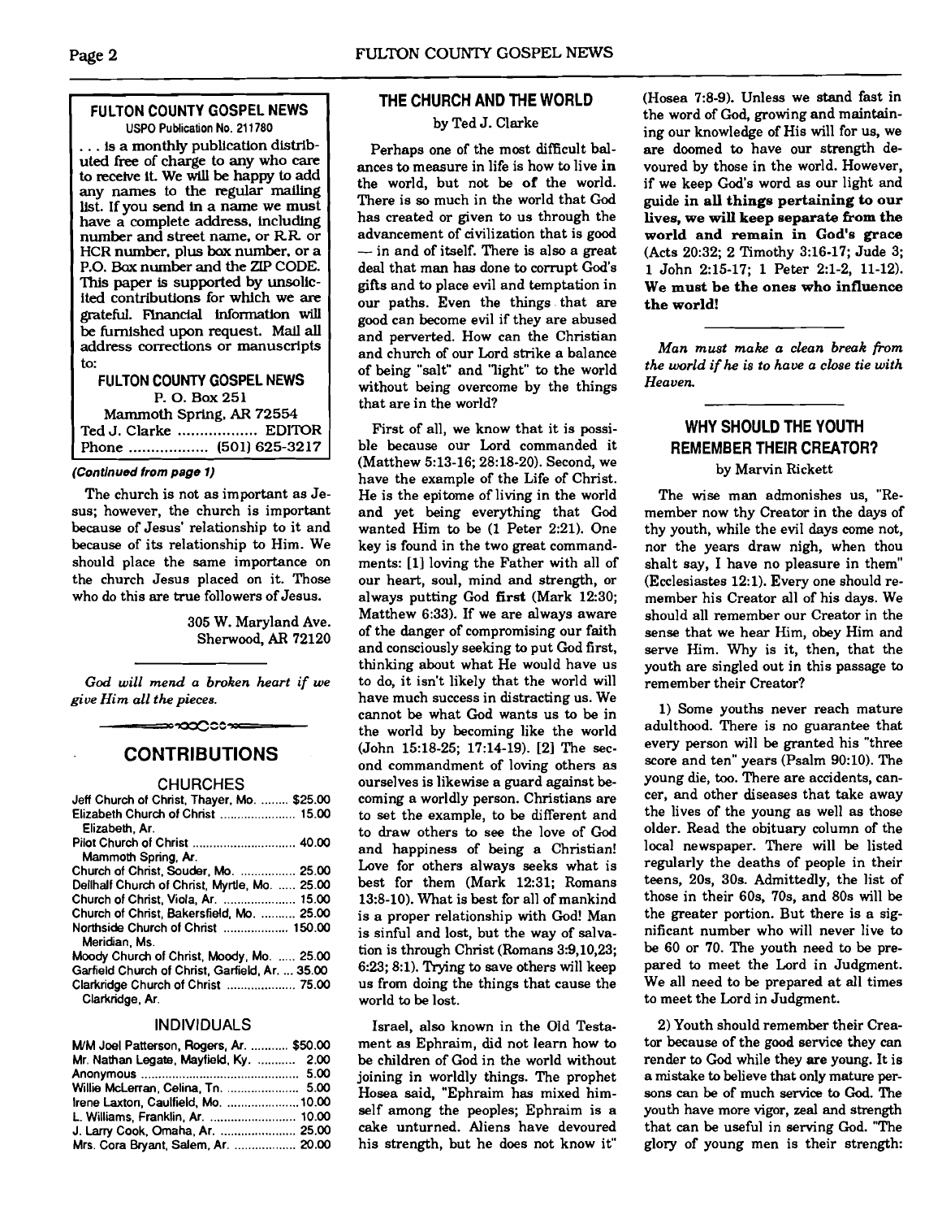**FULTON COUNTY GOSPEL NEWS**
USPO Publication No. 211780

. . . is a monthly publication distributed free of charge to any who care to receive it. We will be happy to add any names to the regular mailing list. If you send in a name we must have a complete address, including number and street name, or R.R. or HCR number, plus box number, or a P.O. Box number and the ZIP CODE. This paper is supported by unsolicited contributions for which we are grateful. Financial information will be furnished upon request. Mail all address corrections or manuscripts to:

**FULTON COUNTY GOSPEL NEWS**
P. O. Box 251
Mammoth Spring, AR 72554
Ted J. Clarke .................. EDITOR
Phone .................. (501) 625-3217

***(Continued from page 1)***

The church is not as important as Jesus; however, the church is important because of Jesus' relationship to it and because of its relationship to Him. We should place the same importance on the church Jesus placed on it. Those who do this are true followers of Jesus.

305 W. Maryland Ave.
Sherwood, AR 72120

*God will mend a broken heart if we give Him all the pieces.*

## CONTRIBUTIONS

### CHURCHES

| | |
|---|---|
| Jeff Church of Christ, Thayer, Mo. | $25.00 |
| Elizabeth Church of Christ, Elizabeth, Ar. | 15.00 |
| Pilot Church of Christ, Mammoth Spring, Ar. | 40.00 |
| Church of Christ, Souder, Mo. | 25.00 |
| Dellhalf Church of Christ, Myrtle, Mo. | 25.00 |
| Church of Christ, Viola, Ar. | 15.00 |
| Church of Christ, Bakersfield, Mo. | 25.00 |
| Northside Church of Christ, Meridian, Ms. | 150.00 |
| Moody Church of Christ, Moody, Mo. | 25.00 |
| Garfield Church of Christ, Garfield, Ar. | 35.00 |
| Clarkridge Church of Christ, Clarkridge, Ar. | 75.00 |

### INDIVIDUALS

| | |
|---|---|
| M/M Joel Patterson, Rogers, Ar. | $50.00 |
| Mr. Nathan Legate, Mayfield, Ky. | 2.00 |
| Anonymous | 5.00 |
| Willie McLerran, Celina, Tn. | 5.00 |
| Irene Laxton, Caulfield, Mo. | 10.00 |
| L. Williams, Franklin, Ar. | 10.00 |
| J. Larry Cook, Omaha, Ar. | 25.00 |
| Mrs. Cora Bryant, Salem, Ar. | 20.00 |

## THE CHURCH AND THE WORLD

by Ted J. Clarke

Perhaps one of the most difficult balances to measure in life is how to live **in** the world, but not be **of** the world. There is so much in the world that God has created or given to us through the advancement of civilization that is good — in and of itself. There is also a great deal that man has done to corrupt God's gifts and to place evil and temptation in our paths. Even the things that are good can become evil if they are abused and perverted. How can the Christian and church of our Lord strike a balance of being "salt" and "light" to the world without being overcome by the things that are in the world?

First of all, we know that it is possible because our Lord commanded it (Matthew 5:13-16; 28:18-20). Second, we have the example of the Life of Christ. He is the epitome of living in the world and yet being everything that God wanted Him to be (1 Peter 2:21). One key is found in the two great commandments: [1] loving the Father with all of our heart, soul, mind and strength, or always putting God **first** (Mark 12:30; Matthew 6:33). If we are always aware of the danger of compromising our faith and consciously seeking to put God first, thinking about what He would have us to do, it isn't likely that the world will have much success in distracting us. We cannot be what God wants us to be in the world by becoming like the world (John 15:18-25; 17:14-19). [2] The second commandment of loving others as ourselves is likewise a guard against becoming a worldly person. Christians are to set the example, to be different and to draw others to see the love of God and happiness of being a Christian! Love for others always seeks what is best for them (Mark 12:31; Romans 13:8-10). What is best for all of mankind is a proper relationship with God! Man is sinful and lost, but the way of salvation is through Christ (Romans 3:9,10,23; 6:23; 8:1). Trying to save others will keep us from doing the things that cause the world to be lost.

Israel, also known in the Old Testament as Ephraim, did not learn how to be children of God in the world without joining in worldly things. The prophet Hosea said, "Ephraim has mixed himself among the peoples; Ephraim is a cake unturned. Aliens have devoured his strength, but he does not know it" (Hosea 7:8-9). Unless we stand fast in the word of God, growing and maintaining our knowledge of His will for us, we are doomed to have our strength devoured by those in the world. However, if we keep God's word as our light and guide **in all things pertaining to our lives, we will keep separate from the world and remain in God's grace** (Acts 20:32; 2 Timothy 3:16-17; Jude 3; 1 John 2:15-17; 1 Peter 2:1-2, 11-12). **We must be the ones who influence the world!**

*Man must make a clean break from the world if he is to have a close tie with Heaven.*

## WHY SHOULD THE YOUTH REMEMBER THEIR CREATOR?

by Marvin Rickett

The wise man admonishes us, "Remember now thy Creator in the days of thy youth, while the evil days come not, nor the years draw nigh, when thou shalt say, I have no pleasure in them" (Ecclesiastes 12:1). Every one should remember his Creator all of his days. We should all remember our Creator in the sense that we hear Him, obey Him and serve Him. Why is it, then, that the youth are singled out in this passage to remember their Creator?

1) Some youths never reach mature adulthood. There is no guarantee that every person will be granted his "three score and ten" years (Psalm 90:10). The young die, too. There are accidents, cancer, and other diseases that take away the lives of the young as well as those older. Read the obituary column of the local newspaper. There will be listed regularly the deaths of people in their teens, 20s, 30s. Admittedly, the list of those in their 60s, 70s, and 80s will be the greater portion. But there is a significant number who will never live to be 60 or 70. The youth need to be prepared to meet the Lord in Judgment. We all need to be prepared at all times to meet the Lord in Judgment.

2) Youth should remember their Creator because of the good service they can render to God while they are young. It is a mistake to believe that only mature persons can be of much service to God. The youth have more vigor, zeal and strength that can be useful in serving God. "The glory of young men is their strength: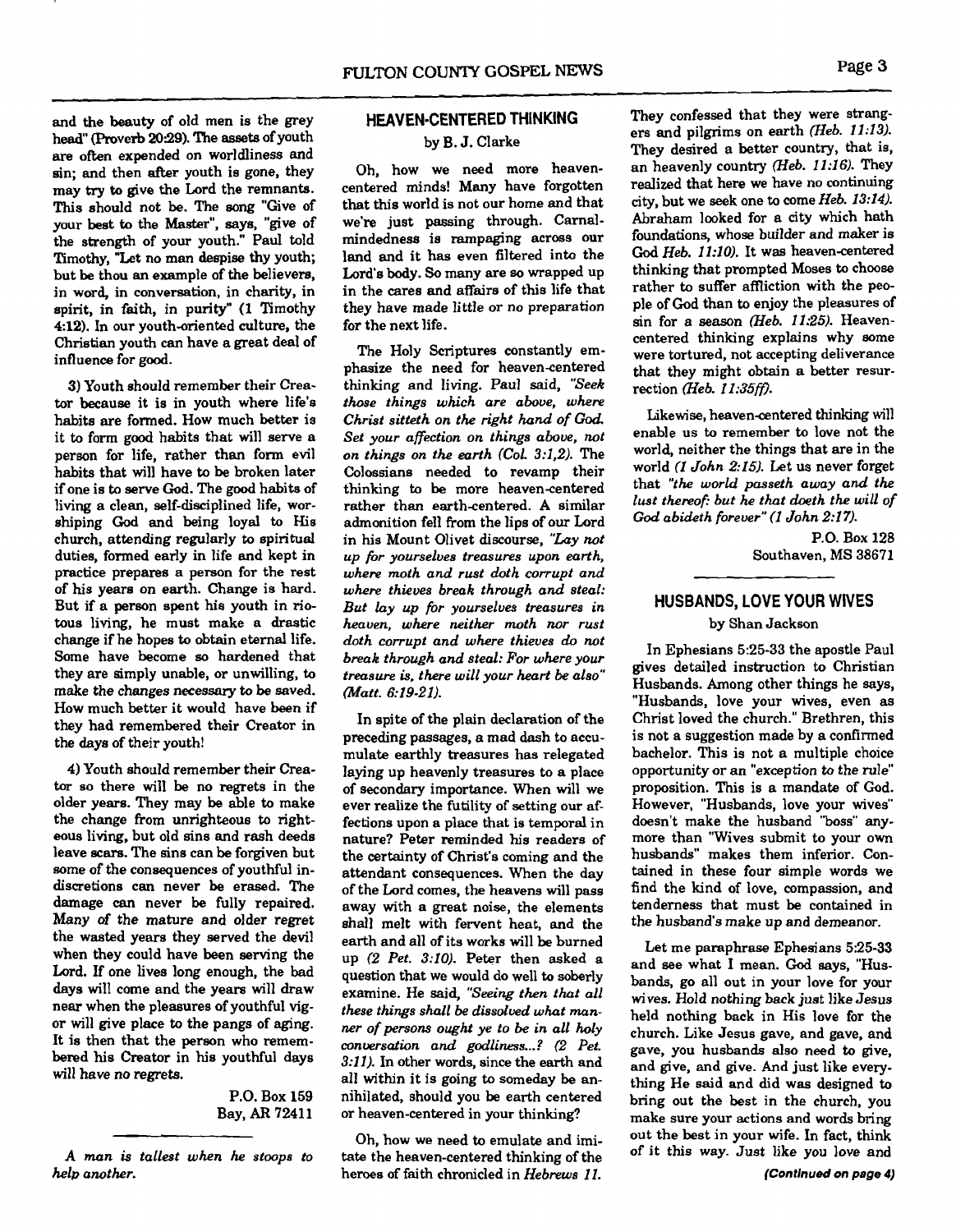and the beauty of old men is the grey head" (Proverb 20:29). The assets of youth are often expended on worldliness and sin; and then after youth is gone, they may try to give the Lord the remnants. This should not be. The song "Give of your best to the Master", says, "give of the strength of your youth." Paul told Timothy, "Let no man despise thy youth; but be thou an example of the believers, in word, in conversation, in charity, in spirit, in faith, in purity" (1 Timothy 4:12). In our youth-oriented culture, the Christian youth can have a great deal of influence for good.

3) Youth should remember their Creator because it is in youth where life's habits are formed. How much better is it to form good habits that will serve a person for life, rather than form evil habits that will have to be broken later if one is to serve God. The good habits of living a clean, self-disciplined life, worshiping God and being loyal to His church, attending regularly to spiritual duties, formed early in life and kept in practice prepares a person for the rest of his years on earth. Change is hard. But if a person spent his youth in riotous living, he must make a drastic change if he hopes to obtain eternal life. Some have become so hardened that they are simply unable, or unwilling, to make the changes necessary to be saved. How much better it would have been if they had remembered their Creator in the days of their youth!

4) Youth should remember their Creator so there will be no regrets in the older years. They may be able to make the change from unrighteous to righteous living, but old sins and rash deeds leave scars. The sins can be forgiven but some of the consequences of youthful indiscretions can never be erased. The damage can never be fully repaired. Many of the mature and older regret the wasted years they served the devil when they could have been serving the Lord. If one lives long enough, the bad days will come and the years will draw near when the pleasures of youthful vigor will give place to the pangs of aging. It is then that the person who remembered his Creator in his youthful days will have no regrets.

P.O. Box 159
Bay, AR 72411

---

*A man is tallest when he stoops to help another.*

## HEAVEN-CENTERED THINKING

by B. J. Clarke

Oh, how we need more heaven-centered minds! Many have forgotten that this world is not our home and that we're just passing through. Carnal-mindedness is rampaging across our land and it has even filtered into the Lord's body. So many are so wrapped up in the cares and affairs of this life that they have made little or no preparation for the next life.

The Holy Scriptures constantly emphasize the need for heaven-centered thinking and living. Paul said, *"Seek those things which are above, where Christ sitteth on the right hand of God. Set your affection on things above, not on things on the earth (Col. 3:1,2).* The Colossians needed to revamp their thinking to be more heaven-centered rather than earth-centered. A similar admonition fell from the lips of our Lord in his Mount Olivet discourse, *"Lay not up for yourselves treasures upon earth, where moth and rust doth corrupt and where thieves break through and steal: But lay up for yourselves treasures in heaven, where neither moth nor rust doth corrupt and where thieves do not break through and steal: For where your treasure is, there will your heart be also" (Matt. 6:19-21).*

In spite of the plain declaration of the preceding passages, a mad dash to accumulate earthly treasures has relegated laying up heavenly treasures to a place of secondary importance. When will we ever realize the futility of setting our affections upon a place that is temporal in nature? Peter reminded his readers of the certainty of Christ's coming and the attendant consequences. When the day of the Lord comes, the heavens will pass away with a great noise, the elements shall melt with fervent heat, and the earth and all of its works will be burned up *(2 Pet. 3:10).* Peter then asked a question that we would do well to soberly examine. He said, *"Seeing then that all these things shall be dissolved what manner of persons ought ye to be in all holy conversation and godliness...? (2 Pet. 3:11).* In other words, since the earth and all within it is going to someday be annihilated, should you be earth centered or heaven-centered in your thinking?

Oh, how we need to emulate and imitate the heaven-centered thinking of the heroes of faith chronicled in *Hebrews 11.* They confessed that they were strangers and pilgrims on earth *(Heb. 11:13).* They desired a better country, that is, an heavenly country *(Heb. 11:16).* They realized that here we have no continuing city, but we seek one to come *Heb. 13:14).* Abraham looked for a city which hath foundations, whose builder and maker is God *Heb. 11:10).* It was heaven-centered thinking that prompted Moses to choose rather to suffer affliction with the people of God than to enjoy the pleasures of sin for a season *(Heb. 11:25).* Heaven-centered thinking explains why some were tortured, not accepting deliverance that they might obtain a better resurrection *(Heb. 11:35ff).*

Likewise, heaven-centered thinking will enable us to remember to love not the world, neither the things that are in the world *(1 John 2:15).* Let us never forget that *"the world passeth away and the lust thereof: but he that doeth the will of God abideth forever" (1 John 2:17).*

P.O. Box 128
Southaven, MS 38671

---

## HUSBANDS, LOVE YOUR WIVES

by Shan Jackson

In Ephesians 5:25-33 the apostle Paul gives detailed instruction to Christian Husbands. Among other things he says, "Husbands, love your wives, even as Christ loved the church." Brethren, this is not a suggestion made by a confirmed bachelor. This is not a multiple choice opportunity or an "exception to the rule" proposition. This is a mandate of God. However, "Husbands, love your wives" doesn't make the husband "boss" anymore than "Wives submit to your own husbands" makes them inferior. Contained in these four simple words we find the kind of love, compassion, and tenderness that must be contained in the husband's make up and demeanor.

Let me paraphrase Ephesians 5:25-33 and see what I mean. God says, "Husbands, go all out in your love for your wives. Hold nothing back just like Jesus held nothing back in His love for the church. Like Jesus gave, and gave, and gave, you husbands also need to give, and give, and give. And just like everything He said and did was designed to bring out the best in the church, you make sure your actions and words bring out the best in your wife. In fact, think of it this way. Just like you love and

**(Continued on page 4)**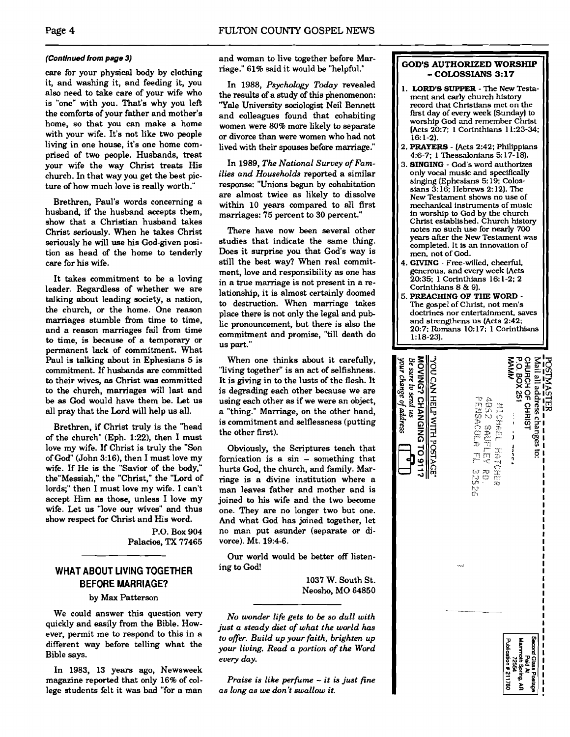*(Continued from page 3)*

care for your physical body by clothing it, and washing it, and feeding it, you also need to take care of your wife who is "one" with you. That's why you left the comforts of your father and mother's home, so that you can make a home with your wife. It's not like two people living in one house, it's one home comprised of two people. Husbands, treat your wife the way Christ treats His church. In that way you get the best picture of how much love is really worth."

Brethren, Paul's words concerning a husband, if the husband accepts them, show that a Christian husband takes Christ seriously. When he takes Christ seriously he will use his God-given position as head of the home to tenderly care for his wife.

It takes commitment to be a loving leader. Regardless of whether we are talking about leading society, a nation, the church, or the home. One reason marriages stumble from time to time, and a reason marriages fail from time to time, is because of a temporary or permanent lack of commitment. What Paul is talking about in Ephesians 5 is commitment. If husbands are committed to their wives, as Christ was committed to the church, marriages will last and be as God would have them be. Let us all pray that the Lord will help us all.

Brethren, if Christ truly is the "head of the church" (Eph. 1:22), then I must love my wife. If Christ is truly the "Son of God" (John 3:16), then I must love my wife. If He is the "Savior of the body," the"Messiah," the "Christ," the "Lord of lords;" then I must love my wife. I can't accept Him as those, unless I love my wife. Let us "love our wives" and thus show respect for Christ and His word.

P.O. Box 904
Palacios, TX 77465

## WHAT ABOUT LIVING TOGETHER BEFORE MARRIAGE?

by Max Patterson

We could answer this question very quickly and easily from the Bible. However, permit me to respond to this in a different way before telling what the Bible says.

In 1983, 13 years ago, Newsweek magazine reported that only 16% of college students felt it was bad "for a man and woman to live together before Marriage." 61% said it would be "helpful."

In 1988, *Psychology Today* revealed the results of a study of this phenomenon: "Yale University sociologist Neil Bennett and colleagues found that cohabiting women were 80% more likely to separate or divorce than were women who had not lived with their spouses before marriage."

In 1989, *The National Survey of Families and Households* reported a similar response: "Unions begun by cohabitation are almost twice as likely to dissolve within 10 years compared to all first marriages: 75 percent to 30 percent."

There have now been several other studies that indicate the same thing. Does it surprise you that God's way is still the best way? When real commitment, love and responsibility as one has in a true marriage is not present in a relationship, it is almost certainly doomed to destruction. When marriage takes place there is not only the legal and public pronouncement, but there is also the commitment and promise, "till death do us part."

When one thinks about it carefully, "living together" is an act of selfishness. It is giving in to the lusts of the flesh. It is degrading each other because we are using each other as if we were an object, a "thing." Marriage, on the other hand, is commitment and selflessness (putting the other first).

Obviously, the Scriptures teach that fornication is a sin – something that hurts God, the church, and family. Marriage is a divine institution where a man leaves father and mother and is joined to his wife and the two become one. They are no longer two but one. And what God has joined together, let no man put asunder (separate or divorce). Mt. 19:4-6.

Our world would be better off listening to God!

1037 W. South St.
Neosho, MO 64850

*No wonder life gets to be so dull with just a steady diet of what the world has to offer. Build up your faith, brighten up your living. Read a portion of the Word every day.*

*Praise is like perfume – it is just fine as long as we don't swallow it.*

**GOD'S AUTHORIZED WORSHIP - COLOSSIANS 3:17**

1. **LORD'S SUPPER** - The New Testament and early church history record that Christians met on the first day of every week (Sunday) to worship God and remember Christ (Acts 20:7; 1 Corinthians 11:23-34; 16:1-2).
2. **PRAYERS** - (Acts 2:42; Philippians 4:6-7; 1 Thessalonians 5:17-18).
3. **SINGING** - God's word authorizes only vocal music and specifically singing (Ephesians 5:19; Colossians 3:16; Hebrews 2:12). The New Testament shows no use of mechanical instruments of music in worship to God by the church Christ established. Church history notes no such use for nearly 700 years after the New Testament was completed. It is an innovation of men, not of God.
4. **GIVING** - Free-willed, cheerful, generous, and every week (Acts 20:35; 1 Corinthians 16:1-2; 2 Corinthians 8 & 9).
5. **PREACHING OF THE WORD** - The gospel of Christ, not men's doctrines nor entertainment, saves and strengthens us (Acts 2:42; 20:7; Romans 10:17; 1 Corinthians 1:18-23).

POSTMASTER
Mail all address changes to:
CHURCH OF CHRIST
P.O. BOX 251
MAMM

MICHAEL HATCHER
4852 SAUFLEY RD.
PENSACOLA FL 32526

"YOU CAN HELP WITH POSTAGE"
**MOVING? CHANGING TO 911?**
*Be sure to send us your change of address*

Second Class Postage Paid At Mammoth Spring, AR 72554
Publication # 211780